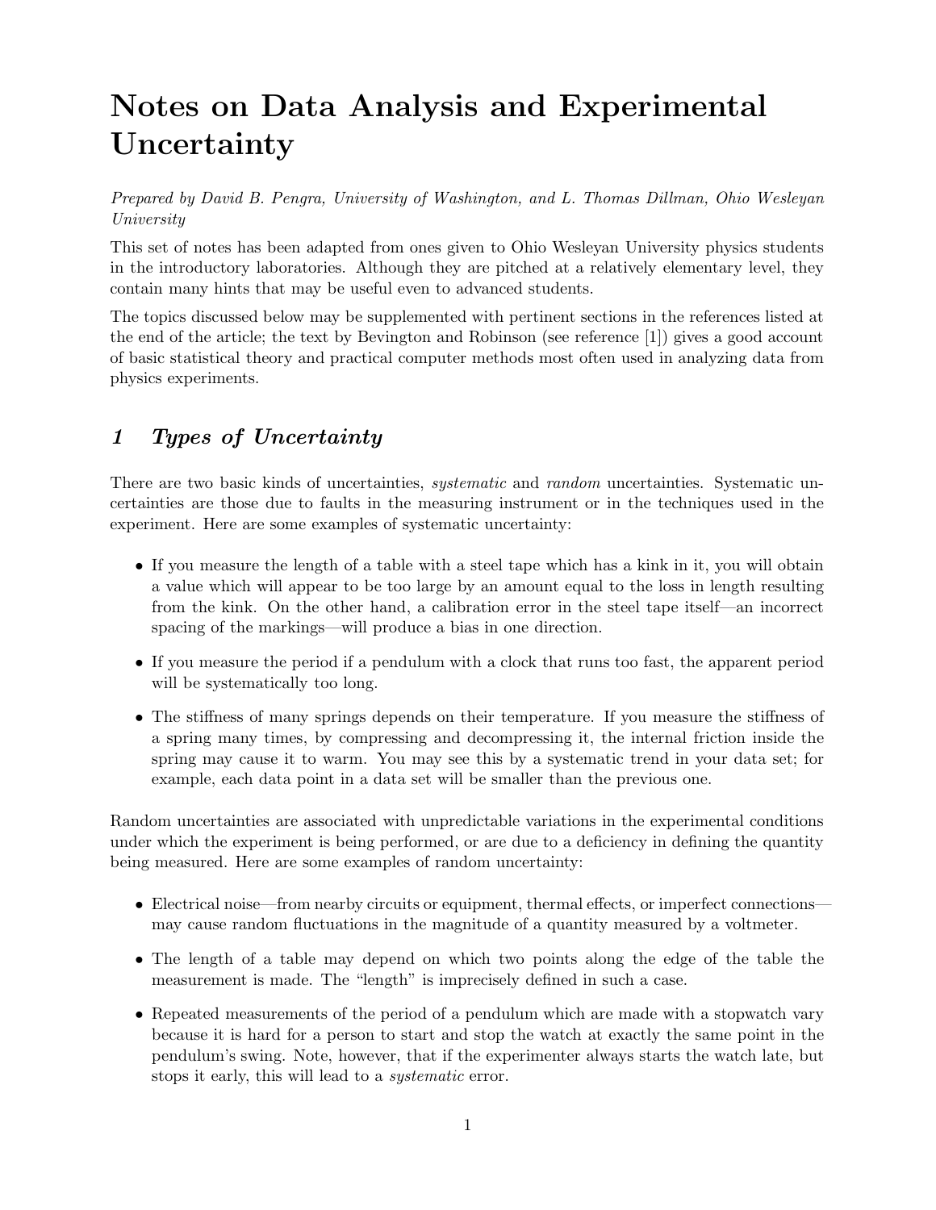# Notes on Data Analysis and Experimental Uncertainty

*Prepared by David B. Pengra, University of Washington, and L. Thomas Dillman, Ohio Wesleyan University*

This set of notes has been adapted from ones given to Ohio Wesleyan University physics students in the introductory laboratories. Although they are pitched at a relatively elementary level, they contain many hints that may be useful even to advanced students.

The topics discussed below may be supplemented with pertinent sections in the references listed at the end of the article; the text by Bevington and Robinson (see reference [1]) gives a good account of basic statistical theory and practical computer methods most often used in analyzing data from physics experiments.

## 1 Types of Uncertainty

There are two basic kinds of uncertainties, *systematic* and *random* uncertainties. Systematic uncertainties are those due to faults in the measuring instrument or in the techniques used in the experiment. Here are some examples of systematic uncertainty:

- If you measure the length of a table with a steel tape which has a kink in it, you will obtain a value which will appear to be too large by an amount equal to the loss in length resulting from the kink. On the other hand, a calibration error in the steel tape itself—an incorrect spacing of the markings—will produce a bias in one direction.
- If you measure the period if a pendulum with a clock that runs too fast, the apparent period will be systematically too long.
- The stiffness of many springs depends on their temperature. If you measure the stiffness of a spring many times, by compressing and decompressing it, the internal friction inside the spring may cause it to warm. You may see this by a systematic trend in your data set; for example, each data point in a data set will be smaller than the previous one.

Random uncertainties are associated with unpredictable variations in the experimental conditions under which the experiment is being performed, or are due to a deficiency in defining the quantity being measured. Here are some examples of random uncertainty:

- Electrical noise—from nearby circuits or equipment, thermal effects, or imperfect connections—may cause random fluctuations in the magnitude of a quantity measured by a voltmeter.
- The length of a table may depend on which two points along the edge of the table the measurement is made. The "length" is imprecisely defined in such a case.
- Repeated measurements of the period of a pendulum which are made with a stopwatch vary because it is hard for a person to start and stop the watch at exactly the same point in the pendulum's swing. Note, however, that if the experimenter always starts the watch late, but stops it early, this will lead to a *systematic* error.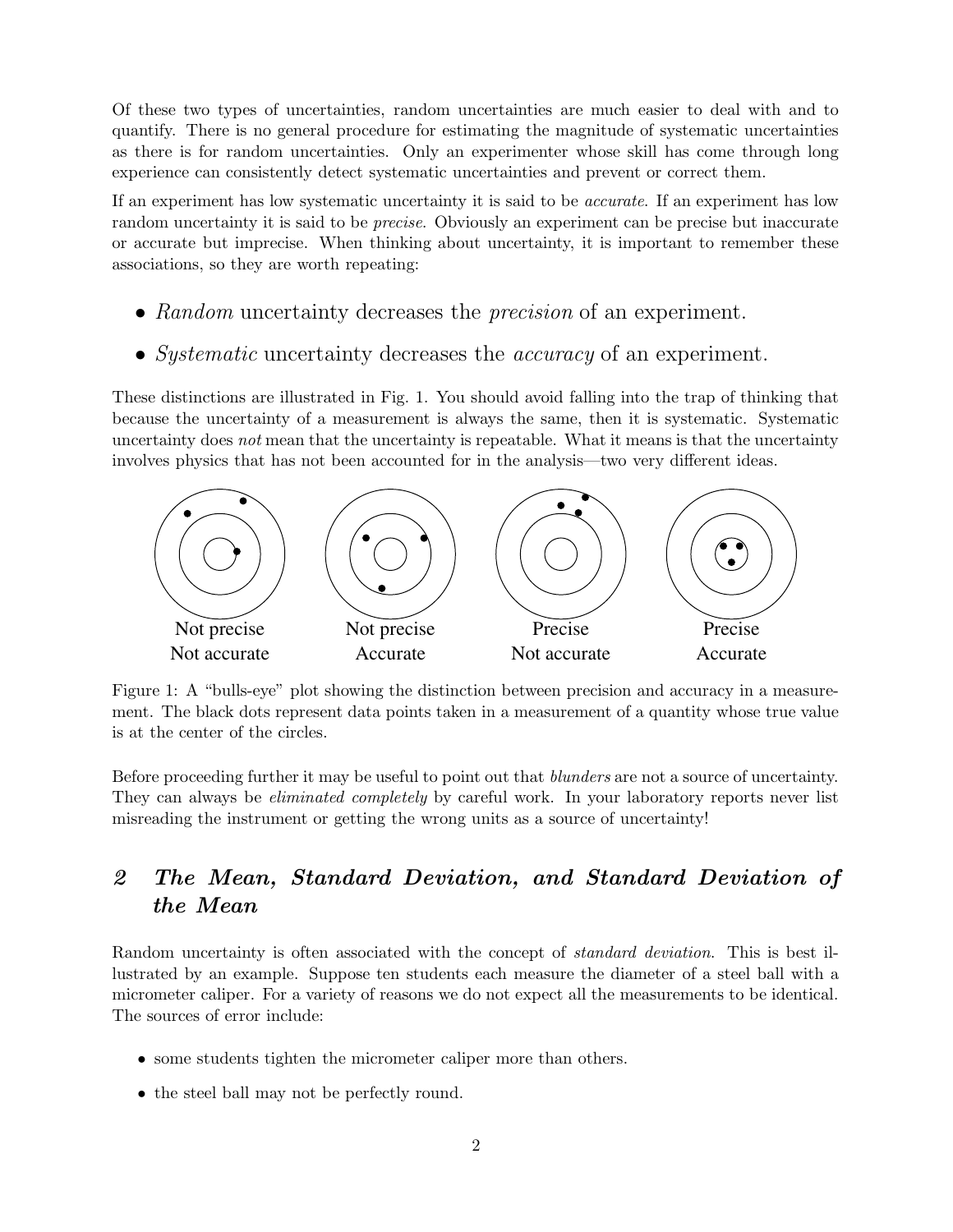Of these two types of uncertainties, random uncertainties are much easier to deal with and to quantify. There is no general procedure for estimating the magnitude of systematic uncertainties as there is for random uncertainties. Only an experimenter whose skill has come through long experience can consistently detect systematic uncertainties and prevent or correct them.

If an experiment has low systematic uncertainty it is said to be *accurate*. If an experiment has low random uncertainty it is said to be *precise*. Obviously an experiment can be precise but inaccurate or accurate but imprecise. When thinking about uncertainty, it is important to remember these associations, so they are worth repeating:

- *Random* uncertainty decreases the *precision* of an experiment.
- *Systematic* uncertainty decreases the *accuracy* of an experiment.

These distinctions are illustrated in Fig. 1. You should avoid falling into the trap of thinking that because the uncertainty of a measurement is always the same, then it is systematic. Systematic uncertainty does *not* mean that the uncertainty is repeatable. What it means is that the uncertainty involves physics that has not been accounted for in the analysis—two very different ideas.

Not precise
Not accurate

Not precise
Accurate

Precise
Not accurate

Precise
Accurate

Figure 1: A "bulls-eye" plot showing the distinction between precision and accuracy in a measurement. The black dots represent data points taken in a measurement of a quantity whose true value is at the center of the circles.

Before proceeding further it may be useful to point out that *blunders* are not a source of uncertainty. They can always be *eliminated completely* by careful work. In your laboratory reports never list misreading the instrument or getting the wrong units as a source of uncertainty!

## 2 The Mean, Standard Deviation, and Standard Deviation of the Mean

Random uncertainty is often associated with the concept of *standard deviation*. This is best illustrated by an example. Suppose ten students each measure the diameter of a steel ball with a micrometer caliper. For a variety of reasons we do not expect all the measurements to be identical. The sources of error include:

- some students tighten the micrometer caliper more than others.
- the steel ball may not be perfectly round.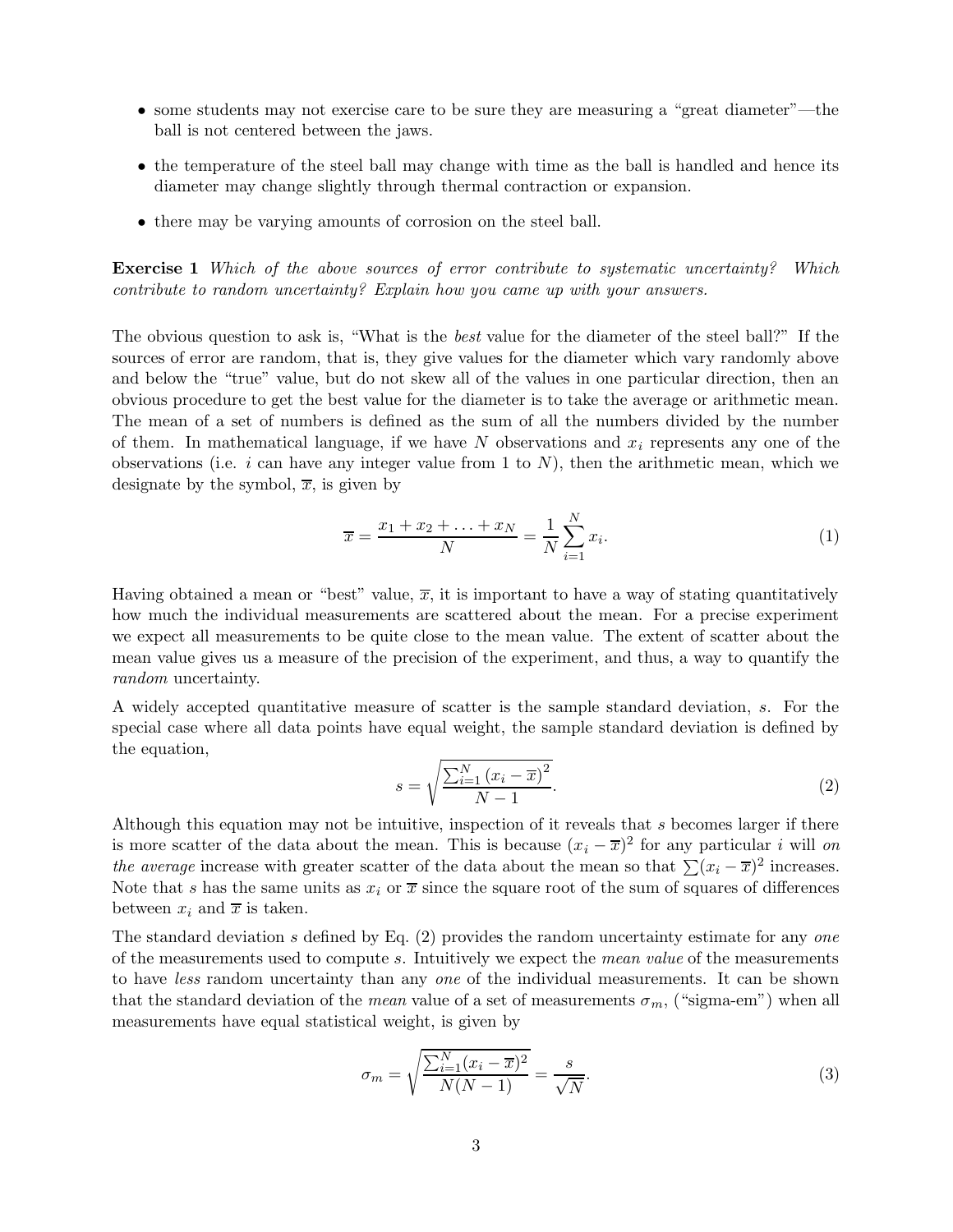- some students may not exercise care to be sure they are measuring a "great diameter"—the ball is not centered between the jaws.
- the temperature of the steel ball may change with time as the ball is handled and hence its diameter may change slightly through thermal contraction or expansion.
- there may be varying amounts of corrosion on the steel ball.

**Exercise 1** *Which of the above sources of error contribute to systematic uncertainty? Which contribute to random uncertainty? Explain how you came up with your answers.*

The obvious question to ask is, "What is the *best* value for the diameter of the steel ball?" If the sources of error are random, that is, they give values for the diameter which vary randomly above and below the "true" value, but do not skew all of the values in one particular direction, then an obvious procedure to get the best value for the diameter is to take the average or arithmetic mean. The mean of a set of numbers is defined as the sum of all the numbers divided by the number of them. In mathematical language, if we have $N$ observations and $x_i$ represents any one of the observations (i.e. $i$ can have any integer value from 1 to $N$), then the arithmetic mean, which we designate by the symbol, $\overline{x}$, is given by

$$\overline{x} = \frac{x_1 + x_2 + \ldots + x_N}{N} = \frac{1}{N}\sum_{i=1}^{N} x_i. \tag{1}$$

Having obtained a mean or "best" value, $\overline{x}$, it is important to have a way of stating quantitatively how much the individual measurements are scattered about the mean. For a precise experiment we expect all measurements to be quite close to the mean value. The extent of scatter about the mean value gives us a measure of the precision of the experiment, and thus, a way to quantify the *random* uncertainty.

A widely accepted quantitative measure of scatter is the sample standard deviation, $s$. For the special case where all data points have equal weight, the sample standard deviation is defined by the equation,

$$s = \sqrt{\frac{\sum_{i=1}^{N}\left(x_i - \overline{x}\right)^2}{N-1}}. \tag{2}$$

Although this equation may not be intuitive, inspection of it reveals that $s$ becomes larger if there is more scatter of the data about the mean. This is because $(x_i - \overline{x})^2$ for any particular $i$ will *on the average* increase with greater scatter of the data about the mean so that $\sum(x_i - \overline{x})^2$ increases. Note that $s$ has the same units as $x_i$ or $\overline{x}$ since the square root of the sum of squares of differences between $x_i$ and $\overline{x}$ is taken.

The standard deviation $s$ defined by Eq. (2) provides the random uncertainty estimate for any *one* of the measurements used to compute $s$. Intuitively we expect the *mean value* of the measurements to have *less* random uncertainty than any *one* of the individual measurements. It can be shown that the standard deviation of the *mean* value of a set of measurements $\sigma_m$, ("sigma-em") when all measurements have equal statistical weight, is given by

$$\sigma_m = \sqrt{\frac{\sum_{i=1}^{N}(x_i - \overline{x})^2}{N(N-1)}} = \frac{s}{\sqrt{N}}. \tag{3}$$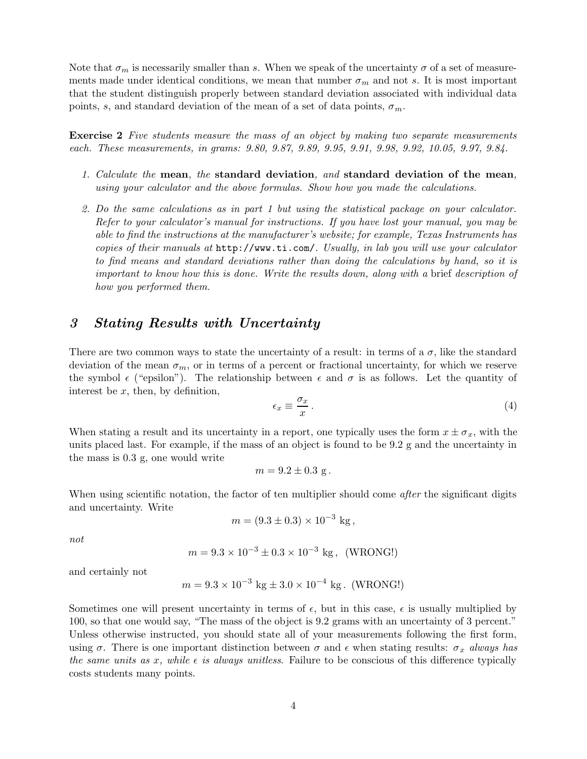Note that $\sigma_m$ is necessarily smaller than $s$. When we speak of the uncertainty $\sigma$ of a set of measurements made under identical conditions, we mean that number $\sigma_m$ and not $s$. It is most important that the student distinguish properly between standard deviation associated with individual data points, $s$, and standard deviation of the mean of a set of data points, $\sigma_m$.

**Exercise 2** *Five students measure the mass of an object by making two separate measurements each. These measurements, in grams: 9.80, 9.87, 9.89, 9.95, 9.91, 9.98, 9.92, 10.05, 9.97, 9.84.*

1. *Calculate the* **mean***, the* **standard deviation***, and* **standard deviation of the mean***, using your calculator and the above formulas. Show how you made the calculations.*
2. *Do the same calculations as in part 1 but using the statistical package on your calculator. Refer to your calculator's manual for instructions. If you have lost your manual, you may be able to find the instructions at the manufacturer's website; for example, Texas Instruments has copies of their manuals at* `http://www.ti.com/`*. Usually, in lab you will use your calculator to find means and standard deviations rather than doing the calculations by hand, so it is important to know how this is done. Write the results down, along with a* brief *description of how you performed them.*

## 3 Stating Results with Uncertainty

There are two common ways to state the uncertainty of a result: in terms of a $\sigma$, like the standard deviation of the mean $\sigma_m$, or in terms of a percent or fractional uncertainty, for which we reserve the symbol $\epsilon$ ("epsilon"). The relationship between $\epsilon$ and $\sigma$ is as follows. Let the quantity of interest be $x$, then, by definition,

$$\epsilon_x \equiv \frac{\sigma_x}{x}\,. \tag{4}$$

When stating a result and its uncertainty in a report, one typically uses the form $x \pm \sigma_x$, with the units placed last. For example, if the mass of an object is found to be 9.2 g and the uncertainty in the mass is 0.3 g, one would write

$$m = 9.2 \pm 0.3 \text{ g}\,.$$

When using scientific notation, the factor of ten multiplier should come *after* the significant digits and uncertainty. Write

$$m = (9.3 \pm 0.3) \times 10^{-3} \text{ kg}\,,$$

*not*

$$m = 9.3 \times 10^{-3} \pm 0.3 \times 10^{-3} \text{ kg}\,, \text{ (WRONG!)}$$

and certainly not

$$m = 9.3 \times 10^{-3} \text{ kg} \pm 3.0 \times 10^{-4} \text{ kg}\,. \text{ (WRONG!)}$$

Sometimes one will present uncertainty in terms of $\epsilon$, but in this case, $\epsilon$ is usually multiplied by 100, so that one would say, "The mass of the object is 9.2 grams with an uncertainty of 3 percent." Unless otherwise instructed, you should state all of your measurements following the first form, using $\sigma$. There is one important distinction between $\sigma$ and $\epsilon$ when stating results: *$\sigma_x$ always has the same units as $x$, while $\epsilon$ is always unitless*. Failure to be conscious of this difference typically costs students many points.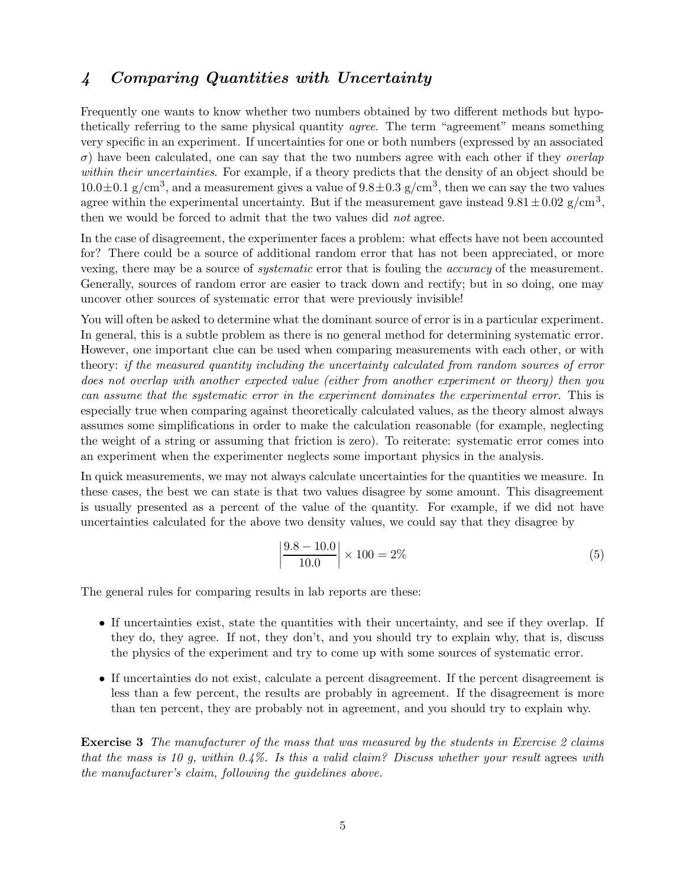## 4 *Comparing Quantities with Uncertainty*

Frequently one wants to know whether two numbers obtained by two different methods but hypothetically referring to the same physical quantity *agree*. The term "agreement" means something very specific in an experiment. If uncertainties for one or both numbers (expressed by an associated $\sigma$) have been calculated, one can say that the two numbers agree with each other if they *overlap within their uncertainties*. For example, if a theory predicts that the density of an object should be $10.0 \pm 0.1$ g/cm$^3$, and a measurement gives a value of $9.8 \pm 0.3$ g/cm$^3$, then we can say the two values agree within the experimental uncertainty. But if the measurement gave instead $9.81 \pm 0.02$ g/cm$^3$, then we would be forced to admit that the two values did *not* agree.

In the case of disagreement, the experimenter faces a problem: what effects have not been accounted for? There could be a source of additional random error that has not been appreciated, or more vexing, there may be a source of *systematic* error that is fouling the *accuracy* of the measurement. Generally, sources of random error are easier to track down and rectify; but in so doing, one may uncover other sources of systematic error that were previously invisible!

You will often be asked to determine what the dominant source of error is in a particular experiment. In general, this is a subtle problem as there is no general method for determining systematic error. However, one important clue can be used when comparing measurements with each other, or with theory: *if the measured quantity including the uncertainty calculated from random sources of error does not overlap with another expected value (either from another experiment or theory) then you can assume that the systematic error in the experiment dominates the experimental error.* This is especially true when comparing against theoretically calculated values, as the theory almost always assumes some simplifications in order to make the calculation reasonable (for example, neglecting the weight of a string or assuming that friction is zero). To reiterate: systematic error comes into an experiment when the experimenter neglects some important physics in the analysis.

In quick measurements, we may not always calculate uncertainties for the quantities we measure. In these cases, the best we can state is that two values disagree by some amount. This disagreement is usually presented as a percent of the value of the quantity. For example, if we did not have uncertainties calculated for the above two density values, we could say that they disagree by

$$\left| \frac{9.8 - 10.0}{10.0} \right| \times 100 = 2\% \tag{5}$$

The general rules for comparing results in lab reports are these:

- If uncertainties exist, state the quantities with their uncertainty, and see if they overlap. If they do, they agree. If not, they don't, and you should try to explain why, that is, discuss the physics of the experiment and try to come up with some sources of systematic error.
- If uncertainties do not exist, calculate a percent disagreement. If the percent disagreement is less than a few percent, the results are probably in agreement. If the disagreement is more than ten percent, they are probably not in agreement, and you should try to explain why.

**Exercise 3** *The manufacturer of the mass that was measured by the students in Exercise 2 claims that the mass is 10 g, within 0.4%. Is this a valid claim? Discuss whether your result* agrees *with the manufacturer's claim, following the guidelines above.*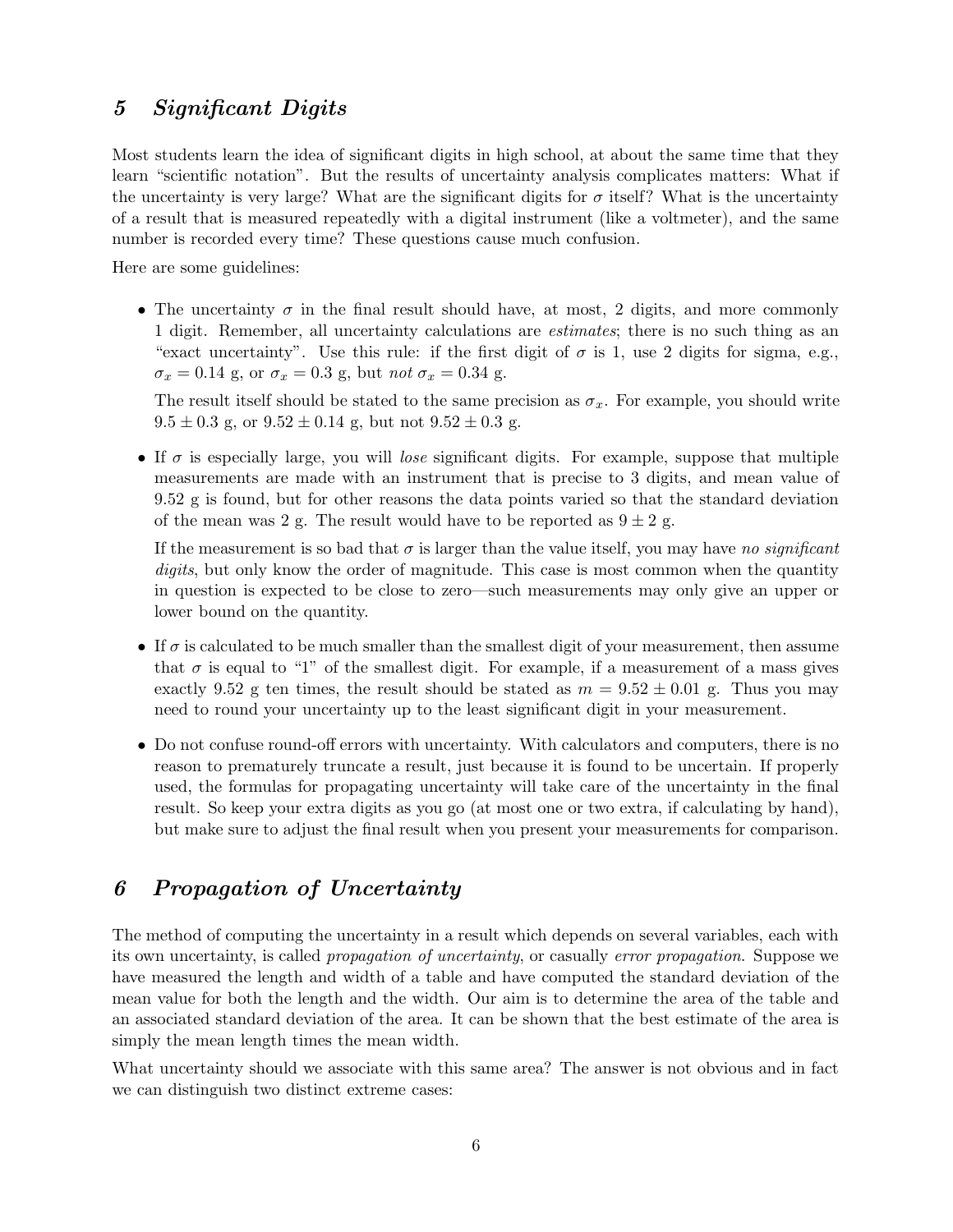## 5 *Significant Digits*

Most students learn the idea of significant digits in high school, at about the same time that they learn "scientific notation". But the results of uncertainty analysis complicates matters: What if the uncertainty is very large? What are the significant digits for $\sigma$ itself? What is the uncertainty of a result that is measured repeatedly with a digital instrument (like a voltmeter), and the same number is recorded every time? These questions cause much confusion.

Here are some guidelines:

- The uncertainty $\sigma$ in the final result should have, at most, 2 digits, and more commonly 1 digit. Remember, all uncertainty calculations are *estimates*; there is no such thing as an "exact uncertainty". Use this rule: if the first digit of $\sigma$ is 1, use 2 digits for sigma, e.g., $\sigma_x = 0.14$ g, or $\sigma_x = 0.3$ g, but *not* $\sigma_x = 0.34$ g.

  The result itself should be stated to the same precision as $\sigma_x$. For example, you should write $9.5 \pm 0.3$ g, or $9.52 \pm 0.14$ g, but not $9.52 \pm 0.3$ g.

- If $\sigma$ is especially large, you will *lose* significant digits. For example, suppose that multiple measurements are made with an instrument that is precise to 3 digits, and mean value of 9.52 g is found, but for other reasons the data points varied so that the standard deviation of the mean was 2 g. The result would have to be reported as $9 \pm 2$ g.

  If the measurement is so bad that $\sigma$ is larger than the value itself, you may have *no significant digits*, but only know the order of magnitude. This case is most common when the quantity in question is expected to be close to zero—such measurements may only give an upper or lower bound on the quantity.

- If $\sigma$ is calculated to be much smaller than the smallest digit of your measurement, then assume that $\sigma$ is equal to "1" of the smallest digit. For example, if a measurement of a mass gives exactly 9.52 g ten times, the result should be stated as $m = 9.52 \pm 0.01$ g. Thus you may need to round your uncertainty up to the least significant digit in your measurement.

- Do not confuse round-off errors with uncertainty. With calculators and computers, there is no reason to prematurely truncate a result, just because it is found to be uncertain. If properly used, the formulas for propagating uncertainty will take care of the uncertainty in the final result. So keep your extra digits as you go (at most one or two extra, if calculating by hand), but make sure to adjust the final result when you present your measurements for comparison.

## 6 *Propagation of Uncertainty*

The method of computing the uncertainty in a result which depends on several variables, each with its own uncertainty, is called *propagation of uncertainty*, or casually *error propagation*. Suppose we have measured the length and width of a table and have computed the standard deviation of the mean value for both the length and the width. Our aim is to determine the area of the table and an associated standard deviation of the area. It can be shown that the best estimate of the area is simply the mean length times the mean width.

What uncertainty should we associate with this same area? The answer is not obvious and in fact we can distinguish two distinct extreme cases: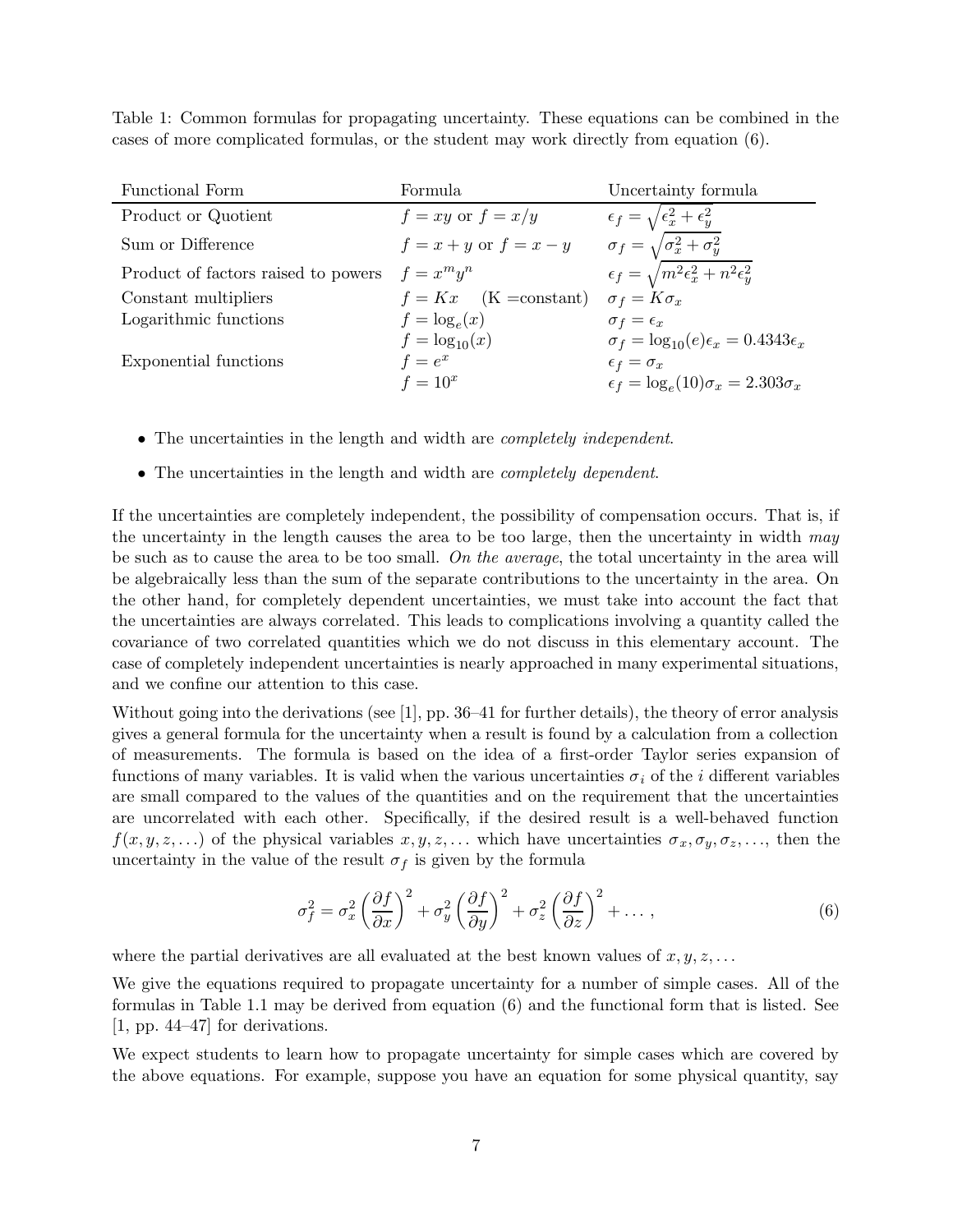Table 1: Common formulas for propagating uncertainty. These equations can be combined in the cases of more complicated formulas, or the student may work directly from equation (6).

| Functional Form | Formula | Uncertainty formula |
|---|---|---|
| Product or Quotient | $f = xy$ or $f = x/y$ | $\epsilon_f = \sqrt{\epsilon_x^2 + \epsilon_y^2}$ |
| Sum or Difference | $f = x + y$ or $f = x - y$ | $\sigma_f = \sqrt{\sigma_x^2 + \sigma_y^2}$ |
| Product of factors raised to powers | $f = x^m y^n$ | $\epsilon_f = \sqrt{m^2\epsilon_x^2 + n^2\epsilon_y^2}$ |
| Constant multipliers | $f = Kx \quad$ (K =constant) | $\sigma_f = K\sigma_x$ |
| Logarithmic functions | $f = \log_e(x)$ | $\sigma_f = \epsilon_x$ |
| | $f = \log_{10}(x)$ | $\sigma_f = \log_{10}(e)\epsilon_x = 0.4343\epsilon_x$ |
| Exponential functions | $f = e^x$ | $\epsilon_f = \sigma_x$ |
| | $f = 10^x$ | $\epsilon_f = \log_e(10)\sigma_x = 2.303\sigma_x$ |

- The uncertainties in the length and width are *completely independent*.
- The uncertainties in the length and width are *completely dependent*.

If the uncertainties are completely independent, the possibility of compensation occurs. That is, if the uncertainty in the length causes the area to be too large, then the uncertainty in width *may* be such as to cause the area to be too small. *On the average*, the total uncertainty in the area will be algebraically less than the sum of the separate contributions to the uncertainty in the area. On the other hand, for completely dependent uncertainties, we must take into account the fact that the uncertainties are always correlated. This leads to complications involving a quantity called the covariance of two correlated quantities which we do not discuss in this elementary account. The case of completely independent uncertainties is nearly approached in many experimental situations, and we confine our attention to this case.

Without going into the derivations (see [1], pp. 36–41 for further details), the theory of error analysis gives a general formula for the uncertainty when a result is found by a calculation from a collection of measurements. The formula is based on the idea of a first-order Taylor series expansion of functions of many variables. It is valid when the various uncertainties $\sigma_i$ of the $i$ different variables are small compared to the values of the quantities and on the requirement that the uncertainties are uncorrelated with each other. Specifically, if the desired result is a well-behaved function $f(x, y, z, \ldots)$ of the physical variables $x, y, z, \ldots$ which have uncertainties $\sigma_x, \sigma_y, \sigma_z, \ldots$, then the uncertainty in the value of the result $\sigma_f$ is given by the formula

$$\sigma_f^2 = \sigma_x^2 \left(\frac{\partial f}{\partial x}\right)^2 + \sigma_y^2 \left(\frac{\partial f}{\partial y}\right)^2 + \sigma_z^2 \left(\frac{\partial f}{\partial z}\right)^2 + \ldots , \tag{6}$$

where the partial derivatives are all evaluated at the best known values of $x, y, z, \ldots$

We give the equations required to propagate uncertainty for a number of simple cases. All of the formulas in Table 1.1 may be derived from equation (6) and the functional form that is listed. See [1, pp. 44–47] for derivations.

We expect students to learn how to propagate uncertainty for simple cases which are covered by the above equations. For example, suppose you have an equation for some physical quantity, say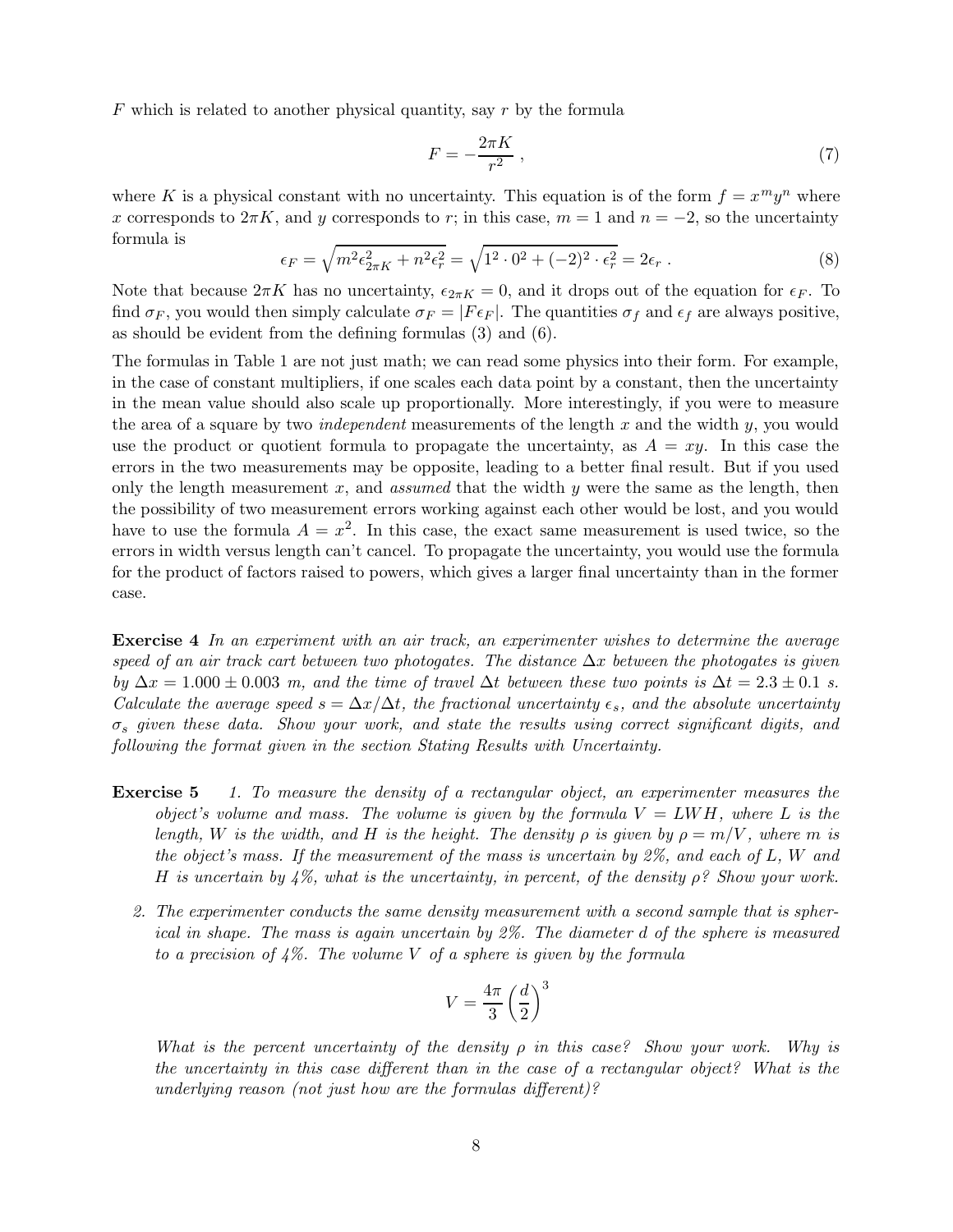$F$ which is related to another physical quantity, say $r$ by the formula

$$F = -\frac{2\pi K}{r^2} , \tag{7}$$

where $K$ is a physical constant with no uncertainty. This equation is of the form $f = x^m y^n$ where $x$ corresponds to $2\pi K$, and $y$ corresponds to $r$; in this case, $m = 1$ and $n = -2$, so the uncertainty formula is

$$\epsilon_F = \sqrt{m^2 \epsilon_{2\pi K}^2 + n^2 \epsilon_r^2} = \sqrt{1^2 \cdot 0^2 + (-2)^2 \cdot \epsilon_r^2} = 2\epsilon_r . \tag{8}$$

Note that because $2\pi K$ has no uncertainty, $\epsilon_{2\pi K} = 0$, and it drops out of the equation for $\epsilon_F$. To find $\sigma_F$, you would then simply calculate $\sigma_F = |F \epsilon_F|$. The quantities $\sigma_f$ and $\epsilon_f$ are always positive, as should be evident from the defining formulas (3) and (6).

The formulas in Table 1 are not just math; we can read some physics into their form. For example, in the case of constant multipliers, if one scales each data point by a constant, then the uncertainty in the mean value should also scale up proportionally. More interestingly, if you were to measure the area of a square by two *independent* measurements of the length $x$ and the width $y$, you would use the product or quotient formula to propagate the uncertainty, as $A = xy$. In this case the errors in the two measurements may be opposite, leading to a better final result. But if you used only the length measurement $x$, and *assumed* that the width $y$ were the same as the length, then the possibility of two measurement errors working against each other would be lost, and you would have to use the formula $A = x^2$. In this case, the exact same measurement is used twice, so the errors in width versus length can't cancel. To propagate the uncertainty, you would use the formula for the product of factors raised to powers, which gives a larger final uncertainty than in the former case.

**Exercise 4** *In an experiment with an air track, an experimenter wishes to determine the average speed of an air track cart between two photogates. The distance $\Delta x$ between the photogates is given by $\Delta x = 1.000 \pm 0.003$ m, and the time of travel $\Delta t$ between these two points is $\Delta t = 2.3 \pm 0.1$ s. Calculate the average speed $s = \Delta x / \Delta t$, the fractional uncertainty $\epsilon_s$, and the absolute uncertainty $\sigma_s$ given these data. Show your work, and state the results using correct significant digits, and following the format given in the section Stating Results with Uncertainty.*

**Exercise 5**

1. *To measure the density of a rectangular object, an experimenter measures the object's volume and mass. The volume is given by the formula $V = LWH$, where $L$ is the length, $W$ is the width, and $H$ is the height. The density $\rho$ is given by $\rho = m/V$, where $m$ is the object's mass. If the measurement of the mass is uncertain by 2%, and each of $L$, $W$ and $H$ is uncertain by 4%, what is the uncertainty, in percent, of the density $\rho$? Show your work.*

2. *The experimenter conducts the same density measurement with a second sample that is spherical in shape. The mass is again uncertain by 2%. The diameter $d$ of the sphere is measured to a precision of 4%. The volume $V$ of a sphere is given by the formula*

$$V = \frac{4\pi}{3} \left( \frac{d}{2} \right)^3$$

*What is the percent uncertainty of the density $\rho$ in this case? Show your work. Why is the uncertainty in this case different than in the case of a rectangular object? What is the underlying reason (not just how are the formulas different)?*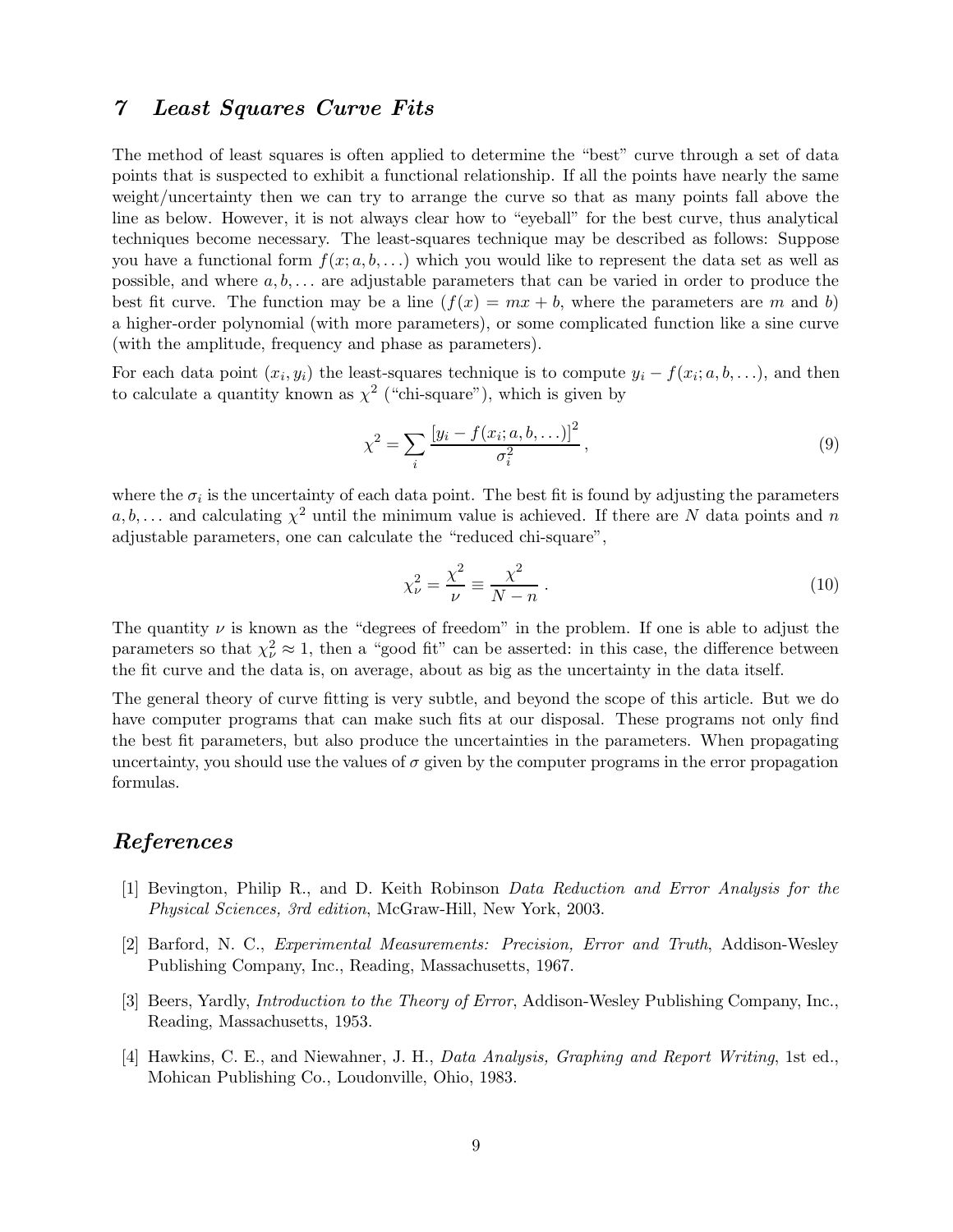## 7 *Least Squares Curve Fits*

The method of least squares is often applied to determine the "best" curve through a set of data points that is suspected to exhibit a functional relationship. If all the points have nearly the same weight/uncertainty then we can try to arrange the curve so that as many points fall above the line as below. However, it is not always clear how to "eyeball" for the best curve, thus analytical techniques become necessary. The least-squares technique may be described as follows: Suppose you have a functional form $f(x; a, b, \ldots)$ which you would like to represent the data set as well as possible, and where $a, b, \ldots$ are adjustable parameters that can be varied in order to produce the best fit curve. The function may be a line ($f(x) = mx + b$, where the parameters are $m$ and $b$) a higher-order polynomial (with more parameters), or some complicated function like a sine curve (with the amplitude, frequency and phase as parameters).

For each data point $(x_i, y_i)$ the least-squares technique is to compute $y_i - f(x_i; a, b, \ldots)$, and then to calculate a quantity known as $\chi^2$ ("chi-square"), which is given by

$$\chi^2 = \sum_i \frac{[y_i - f(x_i; a, b, \ldots)]^2}{\sigma_i^2}, \tag{9}$$

where the $\sigma_i$ is the uncertainty of each data point. The best fit is found by adjusting the parameters $a, b, \ldots$ and calculating $\chi^2$ until the minimum value is achieved. If there are $N$ data points and $n$ adjustable parameters, one can calculate the "reduced chi-square",

$$\chi^2_\nu = \frac{\chi^2}{\nu} \equiv \frac{\chi^2}{N - n}. \tag{10}$$

The quantity $\nu$ is known as the "degrees of freedom" in the problem. If one is able to adjust the parameters so that $\chi^2_\nu \approx 1$, then a "good fit" can be asserted: in this case, the difference between the fit curve and the data is, on average, about as big as the uncertainty in the data itself.

The general theory of curve fitting is very subtle, and beyond the scope of this article. But we do have computer programs that can make such fits at our disposal. These programs not only find the best fit parameters, but also produce the uncertainties in the parameters. When propagating uncertainty, you should use the values of $\sigma$ given by the computer programs in the error propagation formulas.

## *References*

[1] Bevington, Philip R., and D. Keith Robinson *Data Reduction and Error Analysis for the Physical Sciences, 3rd edition*, McGraw-Hill, New York, 2003.

[2] Barford, N. C., *Experimental Measurements: Precision, Error and Truth*, Addison-Wesley Publishing Company, Inc., Reading, Massachusetts, 1967.

[3] Beers, Yardly, *Introduction to the Theory of Error*, Addison-Wesley Publishing Company, Inc., Reading, Massachusetts, 1953.

[4] Hawkins, C. E., and Niewahner, J. H., *Data Analysis, Graphing and Report Writing*, 1st ed., Mohican Publishing Co., Loudonville, Ohio, 1983.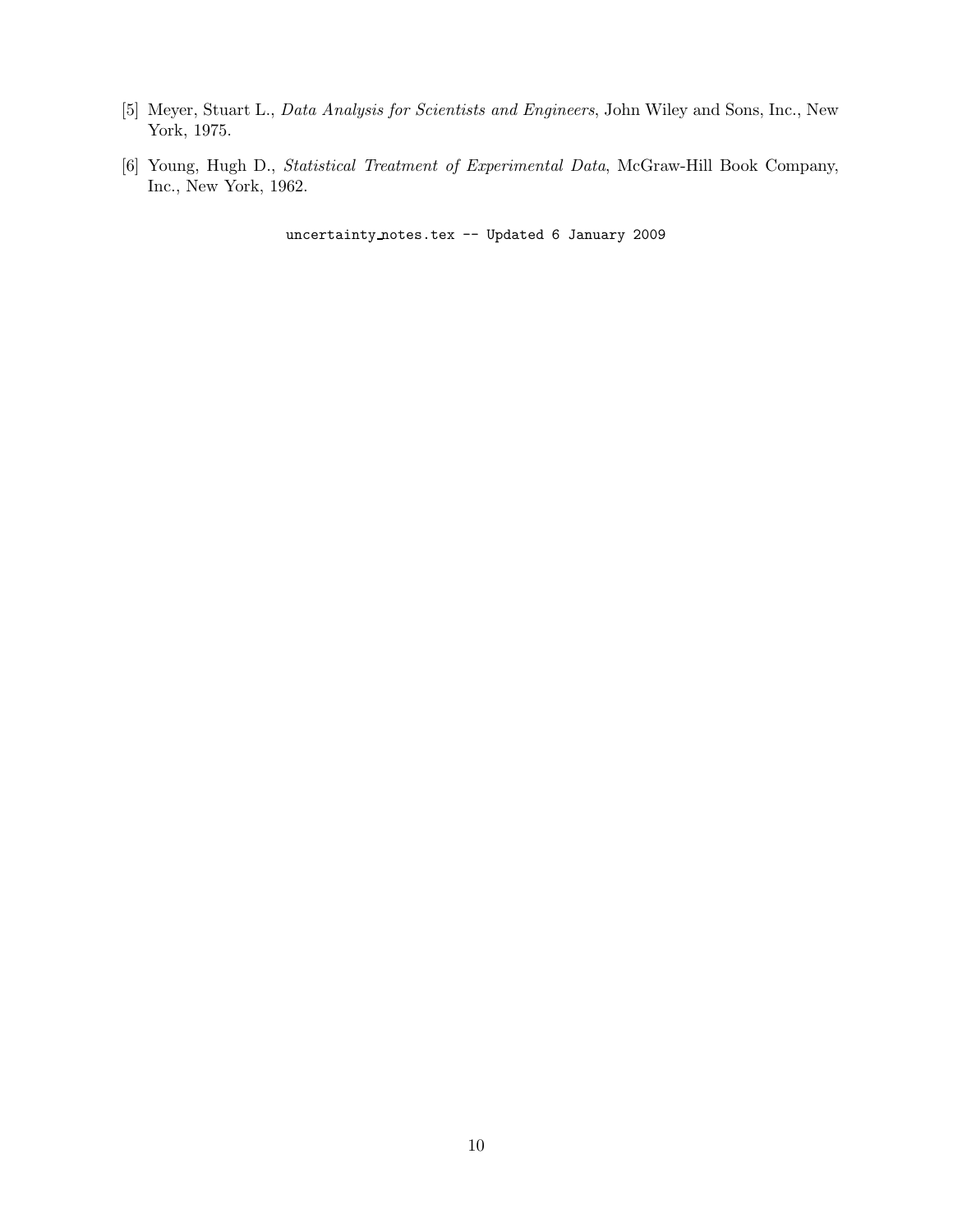[5] Meyer, Stuart L., *Data Analysis for Scientists and Engineers*, John Wiley and Sons, Inc., New York, 1975.

[6] Young, Hugh D., *Statistical Treatment of Experimental Data*, McGraw-Hill Book Company, Inc., New York, 1962.

`uncertainty_notes.tex -- Updated 6 January 2009`